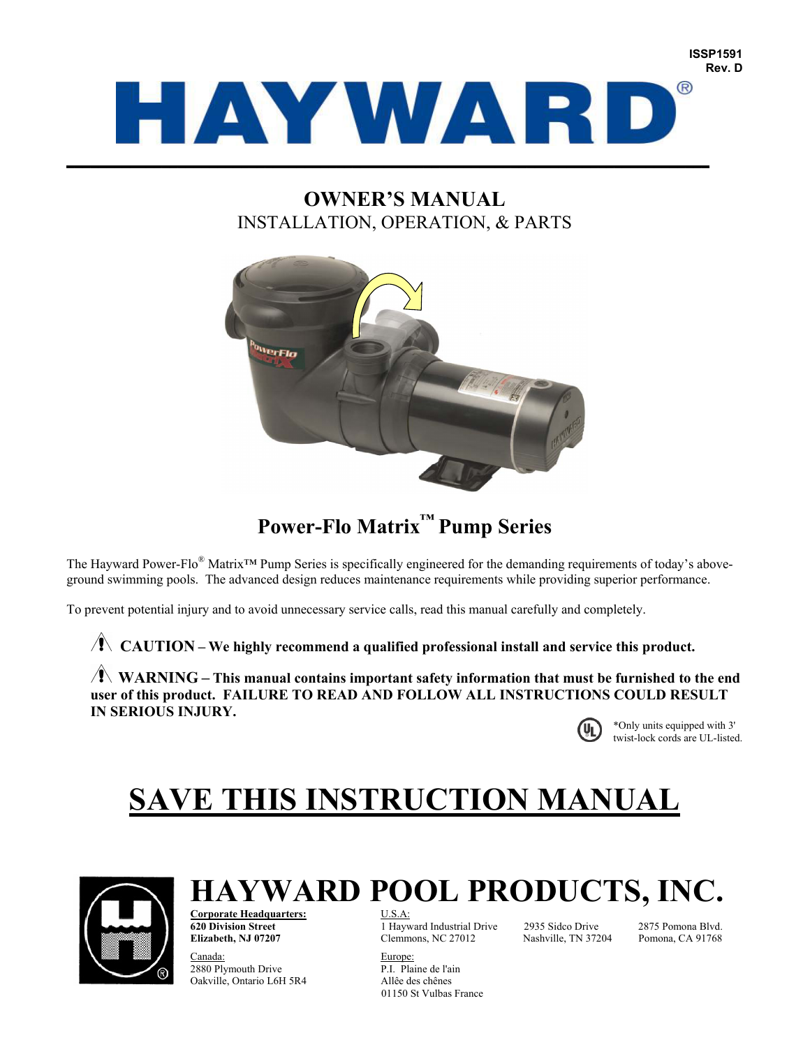ISSP1591
Rev. D

# HAYWARD®

## OWNER'S MANUAL
INSTALLATION, OPERATION, & PARTS

## Power-Flo Matrix™ Pump Series

The Hayward Power-Flo® Matrix™ Pump Series is specifically engineered for the demanding requirements of today's above-ground swimming pools. The advanced design reduces maintenance requirements while providing superior performance.

To prevent potential injury and to avoid unnecessary service calls, read this manual carefully and completely.

⚠ **CAUTION – We highly recommend a qualified professional install and service this product.**

⚠ **WARNING – This manual contains important safety information that must be furnished to the end user of this product. FAILURE TO READ AND FOLLOW ALL INSTRUCTIONS COULD RESULT IN SERIOUS INJURY.**

*Only units equipped with 3' twist-lock cords are UL-listed.

# SAVE THIS INSTRUCTION MANUAL

# HAYWARD POOL PRODUCTS, INC.

**Corporate Headquarters:**
**620 Division Street**
**Elizabeth, NJ 07207**

Canada:
2880 Plymouth Drive
Oakville, Ontario L6H 5R4

U.S.A:
1 Hayward Industrial Drive
Clemmons, NC 27012

2935 Sidco Drive
Nashville, TN 37204

2875 Pomona Blvd.
Pomona, CA 91768

Europe:
P.I. Plaine de l'ain
Allêe des chênes
01150 St Vulbas France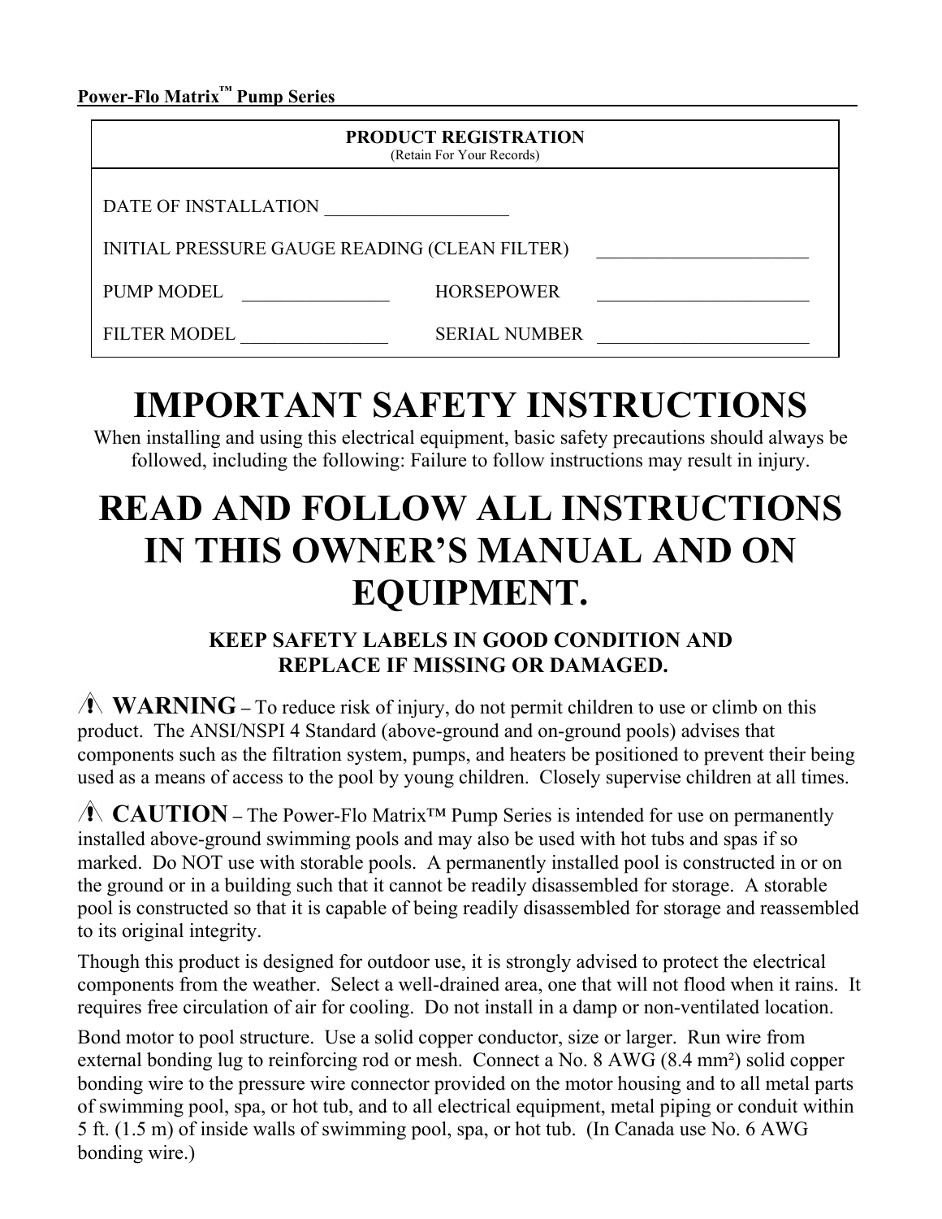**Power-Flo Matrix™ Pump Series**

| PRODUCT REGISTRATION (Retain For Your Records) | | | |
|---|---|---|---|
| DATE OF INSTALLATION ____________________ | | | |
| INITIAL PRESSURE GAUGE READING (CLEAN FILTER) | | | _______________________ |
| PUMP MODEL | ________________ | HORSEPOWER | _______________________ |
| FILTER MODEL | ________________ | SERIAL NUMBER | _______________________ |

# IMPORTANT SAFETY INSTRUCTIONS

When installing and using this electrical equipment, basic safety precautions should always be followed, including the following: Failure to follow instructions may result in injury.

# READ AND FOLLOW ALL INSTRUCTIONS IN THIS OWNER'S MANUAL AND ON EQUIPMENT.

### KEEP SAFETY LABELS IN GOOD CONDITION AND REPLACE IF MISSING OR DAMAGED.

⚠ **WARNING** – To reduce risk of injury, do not permit children to use or climb on this product. The ANSI/NSPI 4 Standard (above-ground and on-ground pools) advises that components such as the filtration system, pumps, and heaters be positioned to prevent their being used as a means of access to the pool by young children. Closely supervise children at all times.

⚠ **CAUTION** – The Power-Flo Matrix™ Pump Series is intended for use on permanently installed above-ground swimming pools and may also be used with hot tubs and spas if so marked. Do NOT use with storable pools. A permanently installed pool is constructed in or on the ground or in a building such that it cannot be readily disassembled for storage. A storable pool is constructed so that it is capable of being readily disassembled for storage and reassembled to its original integrity.

Though this product is designed for outdoor use, it is strongly advised to protect the electrical components from the weather. Select a well-drained area, one that will not flood when it rains. It requires free circulation of air for cooling. Do not install in a damp or non-ventilated location.

Bond motor to pool structure. Use a solid copper conductor, size or larger. Run wire from external bonding lug to reinforcing rod or mesh. Connect a No. 8 AWG (8.4 mm²) solid copper bonding wire to the pressure wire connector provided on the motor housing and to all metal parts of swimming pool, spa, or hot tub, and to all electrical equipment, metal piping or conduit within 5 ft. (1.5 m) of inside walls of swimming pool, spa, or hot tub. (In Canada use No. 6 AWG bonding wire.)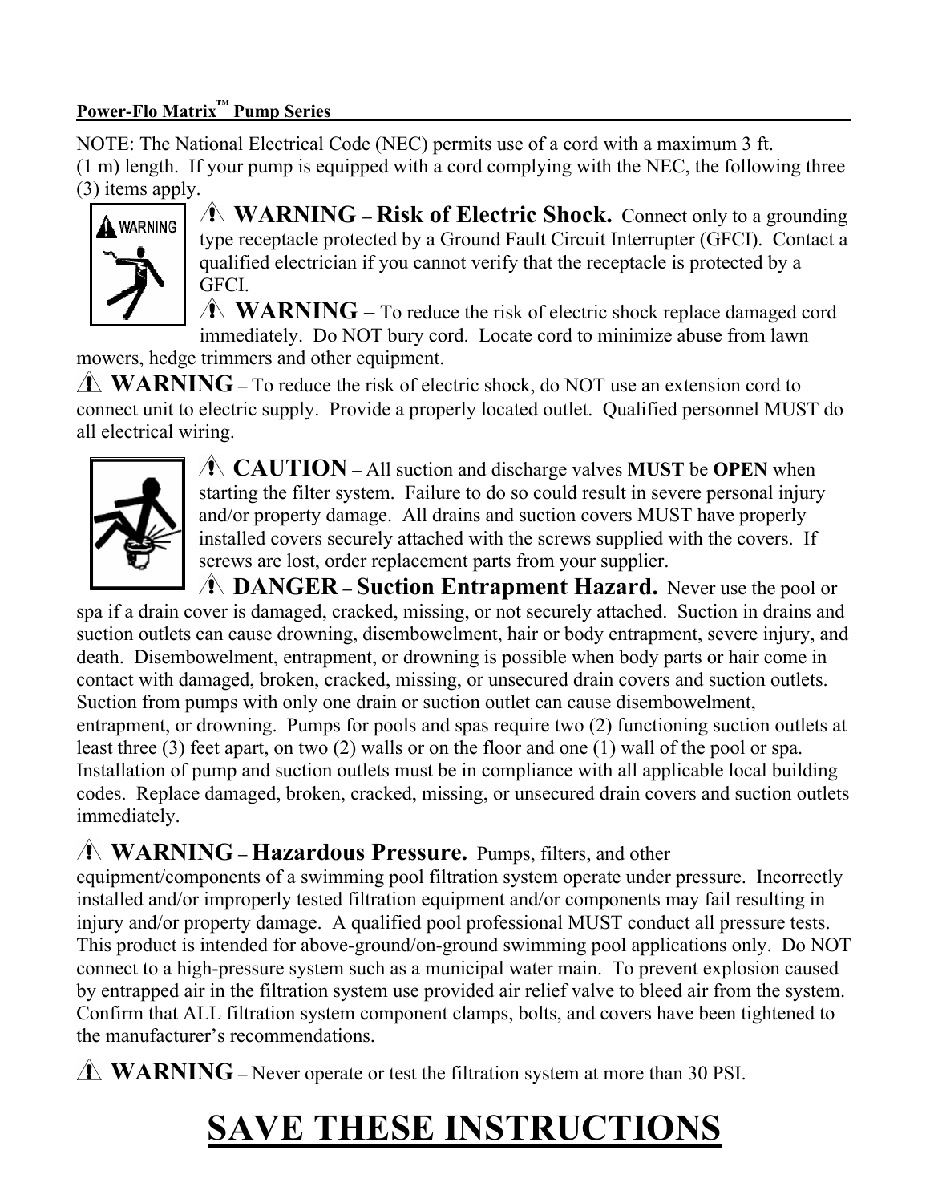NOTE: The National Electrical Code (NEC) permits use of a cord with a maximum 3 ft. (1 m) length. If your pump is equipped with a cord complying with the NEC, the following three (3) items apply.

⚠ **WARNING – Risk of Electric Shock.** Connect only to a grounding type receptacle protected by a Ground Fault Circuit Interrupter (GFCI). Contact a qualified electrician if you cannot verify that the receptacle is protected by a GFCI.

⚠ **WARNING –** To reduce the risk of electric shock replace damaged cord immediately. Do NOT bury cord. Locate cord to minimize abuse from lawn mowers, hedge trimmers and other equipment.

⚠ **WARNING –** To reduce the risk of electric shock, do NOT use an extension cord to connect unit to electric supply. Provide a properly located outlet. Qualified personnel MUST do all electrical wiring.

⚠ **CAUTION –** All suction and discharge valves **MUST** be **OPEN** when starting the filter system. Failure to do so could result in severe personal injury and/or property damage. All drains and suction covers MUST have properly installed covers securely attached with the screws supplied with the covers. If screws are lost, order replacement parts from your supplier.

⚠ **DANGER – Suction Entrapment Hazard.** Never use the pool or spa if a drain cover is damaged, cracked, missing, or not securely attached. Suction in drains and suction outlets can cause drowning, disembowelment, hair or body entrapment, severe injury, and death. Disembowelment, entrapment, or drowning is possible when body parts or hair come in contact with damaged, broken, cracked, missing, or unsecured drain covers and suction outlets. Suction from pumps with only one drain or suction outlet can cause disembowelment, entrapment, or drowning. Pumps for pools and spas require two (2) functioning suction outlets at least three (3) feet apart, on two (2) walls or on the floor and one (1) wall of the pool or spa. Installation of pump and suction outlets must be in compliance with all applicable local building codes. Replace damaged, broken, cracked, missing, or unsecured drain covers and suction outlets immediately.

⚠ **WARNING – Hazardous Pressure.** Pumps, filters, and other equipment/components of a swimming pool filtration system operate under pressure. Incorrectly installed and/or improperly tested filtration equipment and/or components may fail resulting in injury and/or property damage. A qualified pool professional MUST conduct all pressure tests. This product is intended for above-ground/on-ground swimming pool applications only. Do NOT connect to a high-pressure system such as a municipal water main. To prevent explosion caused by entrapped air in the filtration system use provided air relief valve to bleed air from the system. Confirm that ALL filtration system component clamps, bolts, and covers have been tightened to the manufacturer's recommendations.

⚠ **WARNING –** Never operate or test the filtration system at more than 30 PSI.

# SAVE THESE INSTRUCTIONS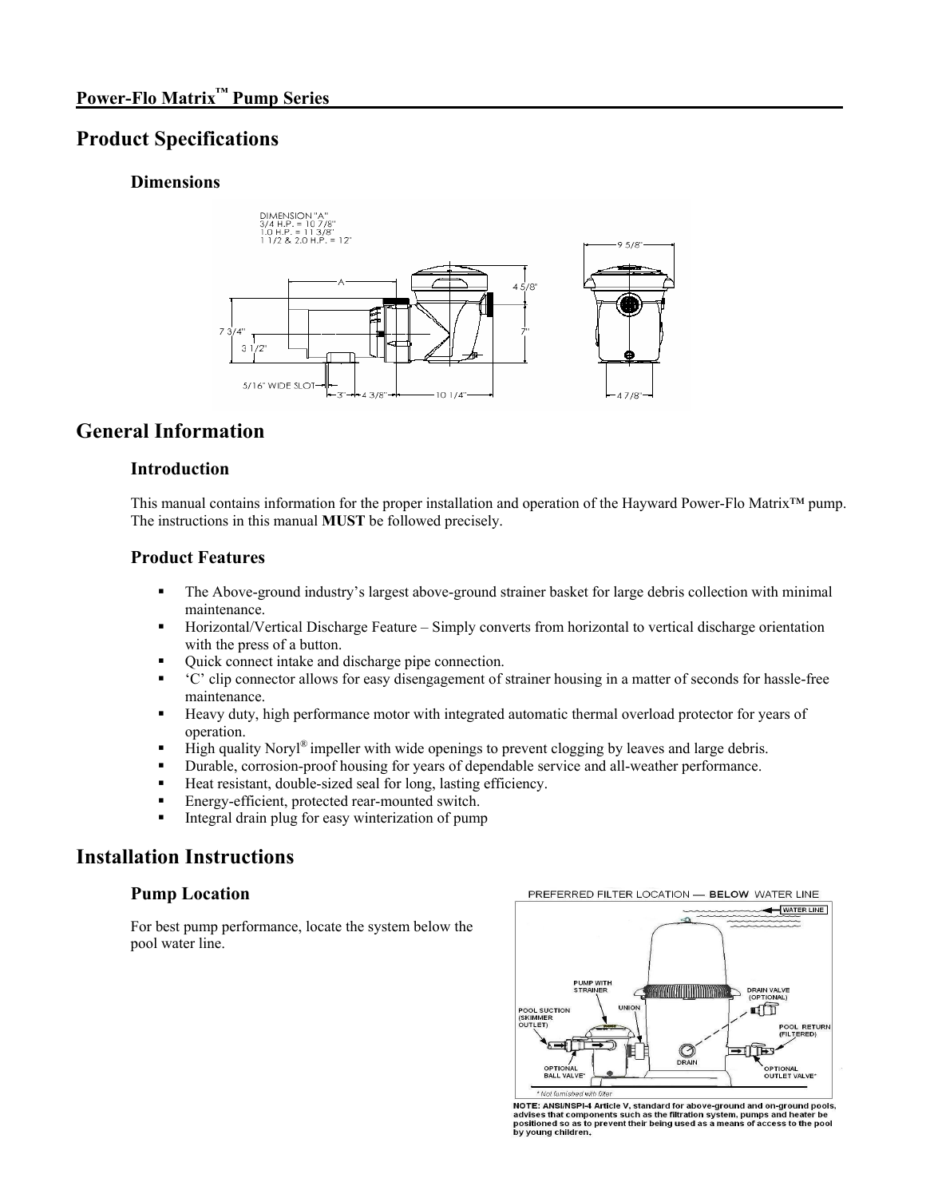## Power-Flo Matrix™ Pump Series

# Product Specifications

### Dimensions

DIMENSION "A"
3/4 H.P. = 10 7/8"
1.0 H.P. = 11 3/8"
1 1/2 & 2.0 H.P. = 12"

# General Information

### Introduction

This manual contains information for the proper installation and operation of the Hayward Power-Flo Matrix™ pump. The instructions in this manual **MUST** be followed precisely.

### Product Features

- The Above-ground industry's largest above-ground strainer basket for large debris collection with minimal maintenance.
- Horizontal/Vertical Discharge Feature – Simply converts from horizontal to vertical discharge orientation with the press of a button.
- Quick connect intake and discharge pipe connection.
- 'C' clip connector allows for easy disengagement of strainer housing in a matter of seconds for hassle-free maintenance.
- Heavy duty, high performance motor with integrated automatic thermal overload protector for years of operation.
- High quality Noryl® impeller with wide openings to prevent clogging by leaves and large debris.
- Durable, corrosion-proof housing for years of dependable service and all-weather performance.
- Heat resistant, double-sized seal for long, lasting efficiency.
- Energy-efficient, protected rear-mounted switch.
- Integral drain plug for easy winterization of pump

# Installation Instructions

### Pump Location

For best pump performance, locate the system below the pool water line.

PREFERRED FILTER LOCATION — **BELOW** WATER LINE

**NOTE: ANSI/NSPI-4 Article V, standard for above-ground and on-ground pools, advises that components such as the filtration system, pumps and heater be positioned so as to prevent their being used as a means of access to the pool by young children.**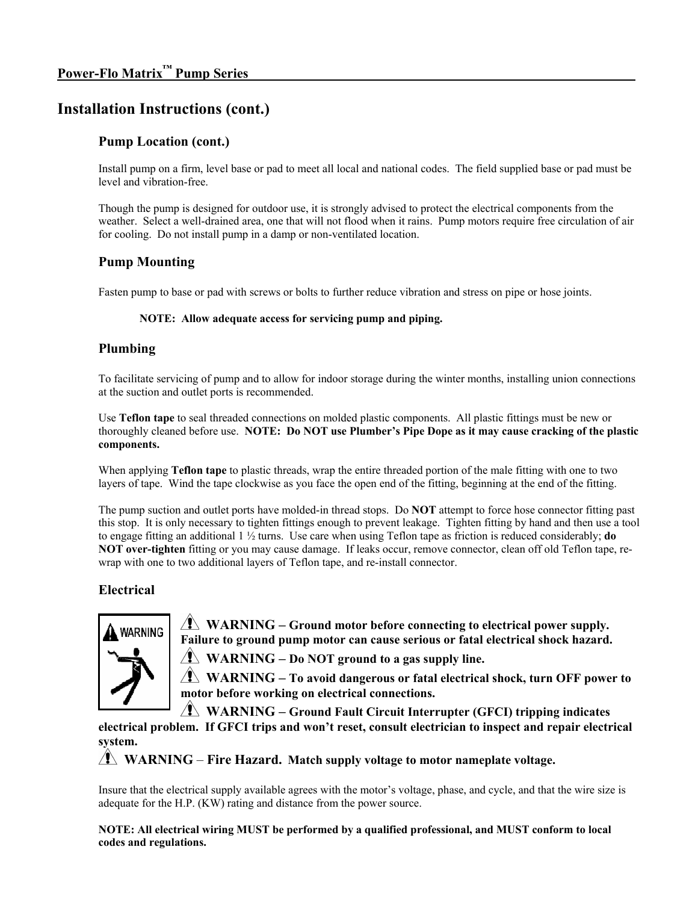# Installation Instructions (cont.)

## Pump Location (cont.)

Install pump on a firm, level base or pad to meet all local and national codes. The field supplied base or pad must be level and vibration-free.

Though the pump is designed for outdoor use, it is strongly advised to protect the electrical components from the weather. Select a well-drained area, one that will not flood when it rains. Pump motors require free circulation of air for cooling. Do not install pump in a damp or non-ventilated location.

## Pump Mounting

Fasten pump to base or pad with screws or bolts to further reduce vibration and stress on pipe or hose joints.

**NOTE: Allow adequate access for servicing pump and piping.**

## Plumbing

To facilitate servicing of pump and to allow for indoor storage during the winter months, installing union connections at the suction and outlet ports is recommended.

Use **Teflon tape** to seal threaded connections on molded plastic components. All plastic fittings must be new or thoroughly cleaned before use. **NOTE: Do NOT use Plumber's Pipe Dope as it may cause cracking of the plastic components.**

When applying **Teflon tape** to plastic threads, wrap the entire threaded portion of the male fitting with one to two layers of tape. Wind the tape clockwise as you face the open end of the fitting, beginning at the end of the fitting.

The pump suction and outlet ports have molded-in thread stops. Do **NOT** attempt to force hose connector fitting past this stop. It is only necessary to tighten fittings enough to prevent leakage. Tighten fitting by hand and then use a tool to engage fitting an additional 1 ½ turns. Use care when using Teflon tape as friction is reduced considerably; **do NOT over-tighten** fitting or you may cause damage. If leaks occur, remove connector, clean off old Teflon tape, re-wrap with one to two additional layers of Teflon tape, and re-install connector.

## Electrical

**WARNING – Ground motor before connecting to electrical power supply. Failure to ground pump motor can cause serious or fatal electrical shock hazard.**

**WARNING – Do NOT ground to a gas supply line.**

**WARNING – To avoid dangerous or fatal electrical shock, turn OFF power to motor before working on electrical connections.**

**WARNING – Ground Fault Circuit Interrupter (GFCI) tripping indicates electrical problem. If GFCI trips and won't reset, consult electrician to inspect and repair electrical system.**

**WARNING – Fire Hazard. Match supply voltage to motor nameplate voltage.**

Insure that the electrical supply available agrees with the motor's voltage, phase, and cycle, and that the wire size is adequate for the H.P. (KW) rating and distance from the power source.

**NOTE: All electrical wiring MUST be performed by a qualified professional, and MUST conform to local codes and regulations.**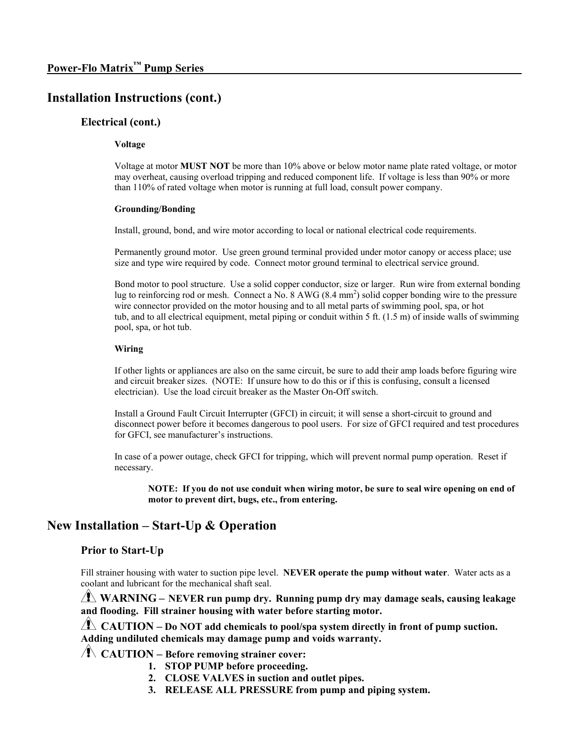## Installation Instructions (cont.)

### Electrical (cont.)

#### Voltage

Voltage at motor **MUST NOT** be more than 10% above or below motor name plate rated voltage, or motor may overheat, causing overload tripping and reduced component life. If voltage is less than 90% or more than 110% of rated voltage when motor is running at full load, consult power company.

#### Grounding/Bonding

Install, ground, bond, and wire motor according to local or national electrical code requirements.

Permanently ground motor. Use green ground terminal provided under motor canopy or access place; use size and type wire required by code. Connect motor ground terminal to electrical service ground.

Bond motor to pool structure. Use a solid copper conductor, size or larger. Run wire from external bonding lug to reinforcing rod or mesh. Connect a No. 8 AWG (8.4 $mm^2$) solid copper bonding wire to the pressure wire connector provided on the motor housing and to all metal parts of swimming pool, spa, or hot tub, and to all electrical equipment, metal piping or conduit within 5 ft. (1.5 m) of inside walls of swimming pool, spa, or hot tub.

#### Wiring

If other lights or appliances are also on the same circuit, be sure to add their amp loads before figuring wire and circuit breaker sizes. (NOTE: If unsure how to do this or if this is confusing, consult a licensed electrician). Use the load circuit breaker as the Master On-Off switch.

Install a Ground Fault Circuit Interrupter (GFCI) in circuit; it will sense a short-circuit to ground and disconnect power before it becomes dangerous to pool users. For size of GFCI required and test procedures for GFCI, see manufacturer's instructions.

In case of a power outage, check GFCI for tripping, which will prevent normal pump operation. Reset if necessary.

**NOTE: If you do not use conduit when wiring motor, be sure to seal wire opening on end of motor to prevent dirt, bugs, etc., from entering.**

## New Installation – Start-Up & Operation

### Prior to Start-Up

Fill strainer housing with water to suction pipe level. **NEVER operate the pump without water**. Water acts as a coolant and lubricant for the mechanical shaft seal.

**⚠ WARNING – NEVER run pump dry. Running pump dry may damage seals, causing leakage and flooding. Fill strainer housing with water before starting motor.**

**⚠ CAUTION – Do NOT add chemicals to pool/spa system directly in front of pump suction. Adding undiluted chemicals may damage pump and voids warranty.**

**⚠ CAUTION – Before removing strainer cover:**

1. **STOP PUMP before proceeding.**
2. **CLOSE VALVES in suction and outlet pipes.**
3. **RELEASE ALL PRESSURE from pump and piping system.**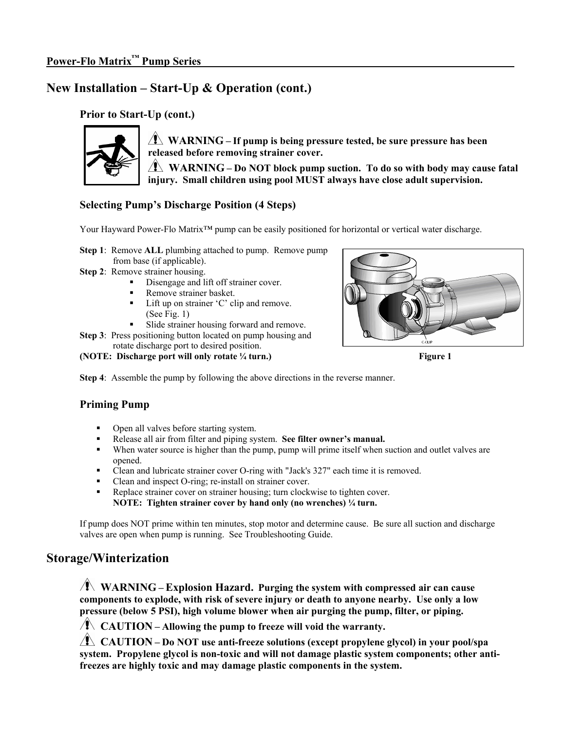## New Installation – Start-Up & Operation (cont.)

### Prior to Start-Up (cont.)

**⚠ WARNING – If pump is being pressure tested, be sure pressure has been released before removing strainer cover.**

**⚠ WARNING – Do NOT block pump suction. To do so with body may cause fatal injury. Small children using pool MUST always have close adult supervision.**

### Selecting Pump's Discharge Position (4 Steps)

Your Hayward Power-Flo Matrix™ pump can be easily positioned for horizontal or vertical water discharge.

**Step 1**: Remove **ALL** plumbing attached to pump. Remove pump from base (if applicable).

**Step 2**: Remove strainer housing.

- Disengage and lift off strainer cover.
- Remove strainer basket.
- Lift up on strainer 'C' clip and remove. (See Fig. 1)
- Slide strainer housing forward and remove.

**Step 3**: Press positioning button located on pump housing and rotate discharge port to desired position.

**(NOTE: Discharge port will only rotate ¼ turn.)**

C-CLIP

**Figure 1**

**Step 4**: Assemble the pump by following the above directions in the reverse manner.

### Priming Pump

- Open all valves before starting system.
- Release all air from filter and piping system. **See filter owner's manual.**
- When water source is higher than the pump, pump will prime itself when suction and outlet valves are opened.
- Clean and lubricate strainer cover O-ring with "Jack's 327" each time it is removed.
- Clean and inspect O-ring; re-install on strainer cover.
- Replace strainer cover on strainer housing; turn clockwise to tighten cover.
  **NOTE: Tighten strainer cover by hand only (no wrenches) ¼ turn.**

If pump does NOT prime within ten minutes, stop motor and determine cause. Be sure all suction and discharge valves are open when pump is running. See Troubleshooting Guide.

## Storage/Winterization

**⚠ WARNING – Explosion Hazard. Purging the system with compressed air can cause components to explode, with risk of severe injury or death to anyone nearby. Use only a low pressure (below 5 PSI), high volume blower when air purging the pump, filter, or piping.**

**⚠ CAUTION – Allowing the pump to freeze will void the warranty.**

**⚠ CAUTION – Do NOT use anti-freeze solutions (except propylene glycol) in your pool/spa system. Propylene glycol is non-toxic and will not damage plastic system components; other anti-freezes are highly toxic and may damage plastic components in the system.**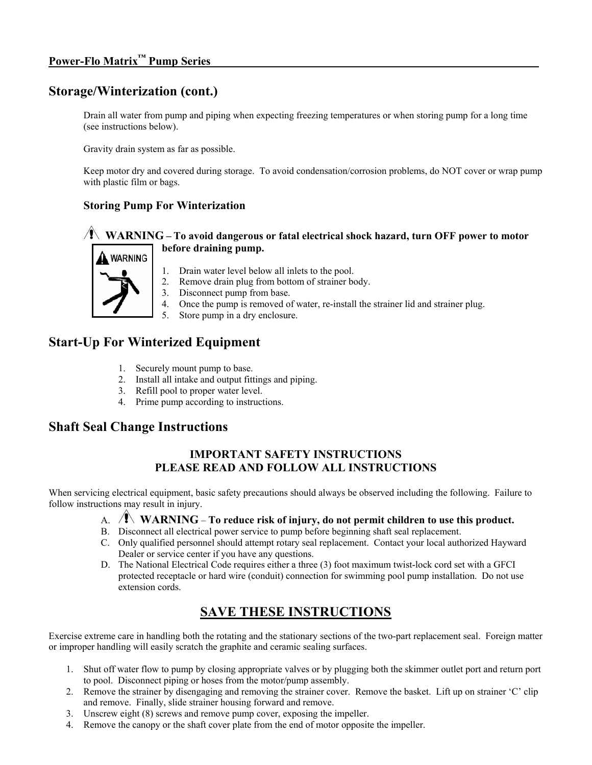## Storage/Winterization (cont.)

Drain all water from pump and piping when expecting freezing temperatures or when storing pump for a long time (see instructions below).

Gravity drain system as far as possible.

Keep motor dry and covered during storage. To avoid condensation/corrosion problems, do NOT cover or wrap pump with plastic film or bags.

### Storing Pump For Winterization

**WARNING – To avoid dangerous or fatal electrical shock hazard, turn OFF power to motor before draining pump.**

1. Drain water level below all inlets to the pool.
2. Remove drain plug from bottom of strainer body.
3. Disconnect pump from base.
4. Once the pump is removed of water, re-install the strainer lid and strainer plug.
5. Store pump in a dry enclosure.

## Start-Up For Winterized Equipment

1. Securely mount pump to base.
2. Install all intake and output fittings and piping.
3. Refill pool to proper water level.
4. Prime pump according to instructions.

## Shaft Seal Change Instructions

**IMPORTANT SAFETY INSTRUCTIONS**
**PLEASE READ AND FOLLOW ALL INSTRUCTIONS**

When servicing electrical equipment, basic safety precautions should always be observed including the following. Failure to follow instructions may result in injury.

A. **WARNING – To reduce risk of injury, do not permit children to use this product.**
B. Disconnect all electrical power service to pump before beginning shaft seal replacement.
C. Only qualified personnel should attempt rotary seal replacement. Contact your local authorized Hayward Dealer or service center if you have any questions.
D. The National Electrical Code requires either a three (3) foot maximum twist-lock cord set with a GFCI protected receptacle or hard wire (conduit) connection for swimming pool pump installation. Do not use extension cords.

## SAVE THESE INSTRUCTIONS

Exercise extreme care in handling both the rotating and the stationary sections of the two-part replacement seal. Foreign matter or improper handling will easily scratch the graphite and ceramic sealing surfaces.

1. Shut off water flow to pump by closing appropriate valves or by plugging both the skimmer outlet port and return port to pool. Disconnect piping or hoses from the motor/pump assembly.
2. Remove the strainer by disengaging and removing the strainer cover. Remove the basket. Lift up on strainer 'C' clip and remove. Finally, slide strainer housing forward and remove.
3. Unscrew eight (8) screws and remove pump cover, exposing the impeller.
4. Remove the canopy or the shaft cover plate from the end of motor opposite the impeller.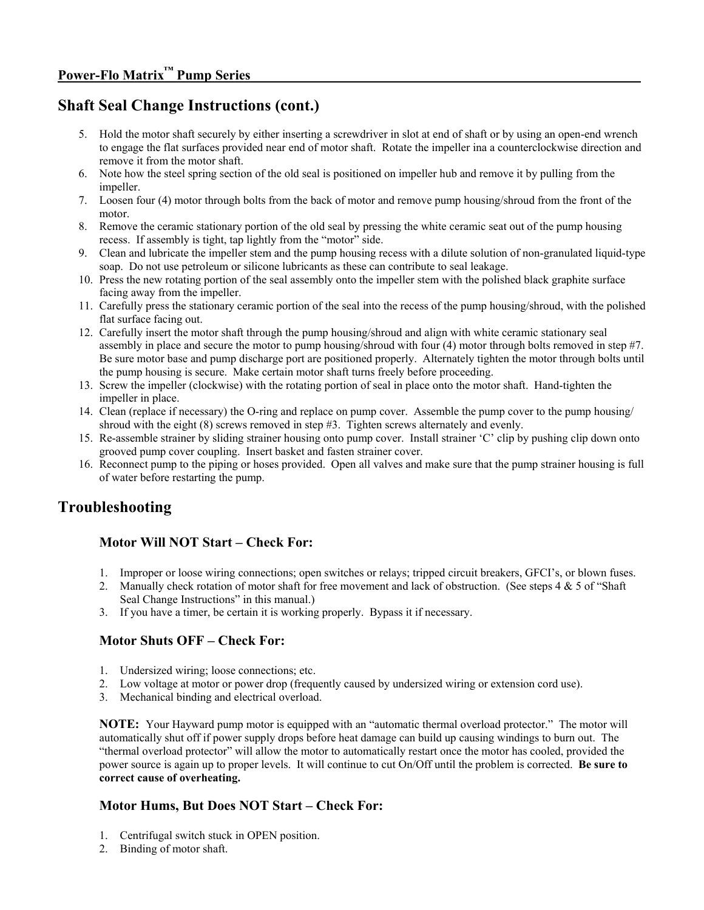## Shaft Seal Change Instructions (cont.)

5. Hold the motor shaft securely by either inserting a screwdriver in slot at end of shaft or by using an open-end wrench to engage the flat surfaces provided near end of motor shaft. Rotate the impeller ina a counterclockwise direction and remove it from the motor shaft.
6. Note how the steel spring section of the old seal is positioned on impeller hub and remove it by pulling from the impeller.
7. Loosen four (4) motor through bolts from the back of motor and remove pump housing/shroud from the front of the motor.
8. Remove the ceramic stationary portion of the old seal by pressing the white ceramic seat out of the pump housing recess. If assembly is tight, tap lightly from the "motor" side.
9. Clean and lubricate the impeller stem and the pump housing recess with a dilute solution of non-granulated liquid-type soap. Do not use petroleum or silicone lubricants as these can contribute to seal leakage.
10. Press the new rotating portion of the seal assembly onto the impeller stem with the polished black graphite surface facing away from the impeller.
11. Carefully press the stationary ceramic portion of the seal into the recess of the pump housing/shroud, with the polished flat surface facing out.
12. Carefully insert the motor shaft through the pump housing/shroud and align with white ceramic stationary seal assembly in place and secure the motor to pump housing/shroud with four (4) motor through bolts removed in step #7. Be sure motor base and pump discharge port are positioned properly. Alternately tighten the motor through bolts until the pump housing is secure. Make certain motor shaft turns freely before proceeding.
13. Screw the impeller (clockwise) with the rotating portion of seal in place onto the motor shaft. Hand-tighten the impeller in place.
14. Clean (replace if necessary) the O-ring and replace on pump cover. Assemble the pump cover to the pump housing/ shroud with the eight (8) screws removed in step #3. Tighten screws alternately and evenly.
15. Re-assemble strainer by sliding strainer housing onto pump cover. Install strainer 'C' clip by pushing clip down onto grooved pump cover coupling. Insert basket and fasten strainer cover.
16. Reconnect pump to the piping or hoses provided. Open all valves and make sure that the pump strainer housing is full of water before restarting the pump.

## Troubleshooting

### Motor Will NOT Start – Check For:

1. Improper or loose wiring connections; open switches or relays; tripped circuit breakers, GFCI's, or blown fuses.
2. Manually check rotation of motor shaft for free movement and lack of obstruction. (See steps 4 & 5 of "Shaft Seal Change Instructions" in this manual.)
3. If you have a timer, be certain it is working properly. Bypass it if necessary.

### Motor Shuts OFF – Check For:

1. Undersized wiring; loose connections; etc.
2. Low voltage at motor or power drop (frequently caused by undersized wiring or extension cord use).
3. Mechanical binding and electrical overload.

**NOTE:** Your Hayward pump motor is equipped with an "automatic thermal overload protector." The motor will automatically shut off if power supply drops before heat damage can build up causing windings to burn out. The "thermal overload protector" will allow the motor to automatically restart once the motor has cooled, provided the power source is again up to proper levels. It will continue to cut On/Off until the problem is corrected. **Be sure to correct cause of overheating.**

### Motor Hums, But Does NOT Start – Check For:

1. Centrifugal switch stuck in OPEN position.
2. Binding of motor shaft.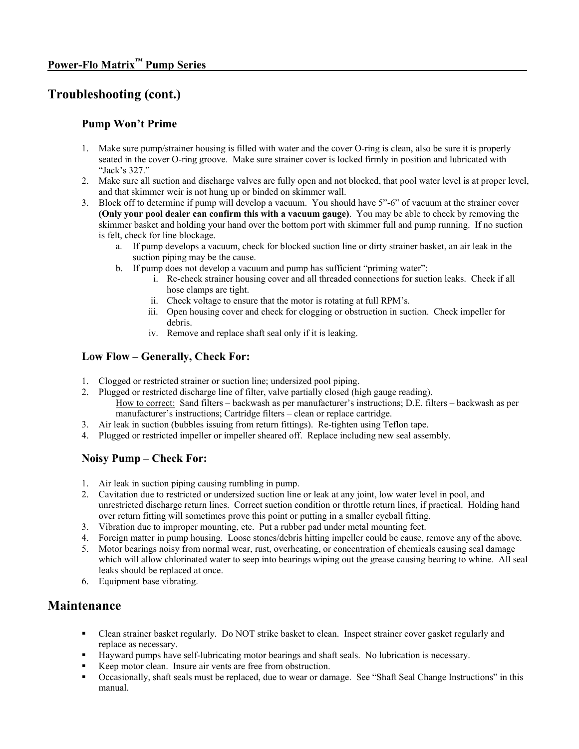## Troubleshooting (cont.)

### Pump Won't Prime

1. Make sure pump/strainer housing is filled with water and the cover O-ring is clean, also be sure it is properly seated in the cover O-ring groove. Make sure strainer cover is locked firmly in position and lubricated with "Jack's 327."
2. Make sure all suction and discharge valves are fully open and not blocked, that pool water level is at proper level, and that skimmer weir is not hung up or binded on skimmer wall.
3. Block off to determine if pump will develop a vacuum. You should have 5"-6" of vacuum at the strainer cover **(Only your pool dealer can confirm this with a vacuum gauge)**. You may be able to check by removing the skimmer basket and holding your hand over the bottom port with skimmer full and pump running. If no suction is felt, check for line blockage.
   a. If pump develops a vacuum, check for blocked suction line or dirty strainer basket, an air leak in the suction piping may be the cause.
   b. If pump does not develop a vacuum and pump has sufficient "priming water":
      i. Re-check strainer housing cover and all threaded connections for suction leaks. Check if all hose clamps are tight.
      ii. Check voltage to ensure that the motor is rotating at full RPM's.
      iii. Open housing cover and check for clogging or obstruction in suction. Check impeller for debris.
      iv. Remove and replace shaft seal only if it is leaking.

### Low Flow – Generally, Check For:

1. Clogged or restricted strainer or suction line; undersized pool piping.
2. Plugged or restricted discharge line of filter, valve partially closed (high gauge reading).
   How to correct: Sand filters – backwash as per manufacturer's instructions; D.E. filters – backwash as per manufacturer's instructions; Cartridge filters – clean or replace cartridge.
3. Air leak in suction (bubbles issuing from return fittings). Re-tighten using Teflon tape.
4. Plugged or restricted impeller or impeller sheared off. Replace including new seal assembly.

### Noisy Pump – Check For:

1. Air leak in suction piping causing rumbling in pump.
2. Cavitation due to restricted or undersized suction line or leak at any joint, low water level in pool, and unrestricted discharge return lines. Correct suction condition or throttle return lines, if practical. Holding hand over return fitting will sometimes prove this point or putting in a smaller eyeball fitting.
3. Vibration due to improper mounting, etc. Put a rubber pad under metal mounting feet.
4. Foreign matter in pump housing. Loose stones/debris hitting impeller could be cause, remove any of the above.
5. Motor bearings noisy from normal wear, rust, overheating, or concentration of chemicals causing seal damage which will allow chlorinated water to seep into bearings wiping out the grease causing bearing to whine. All seal leaks should be replaced at once.
6. Equipment base vibrating.

## Maintenance

- Clean strainer basket regularly. Do NOT strike basket to clean. Inspect strainer cover gasket regularly and replace as necessary.
- Hayward pumps have self-lubricating motor bearings and shaft seals. No lubrication is necessary.
- Keep motor clean. Insure air vents are free from obstruction.
- Occasionally, shaft seals must be replaced, due to wear or damage. See "Shaft Seal Change Instructions" in this manual.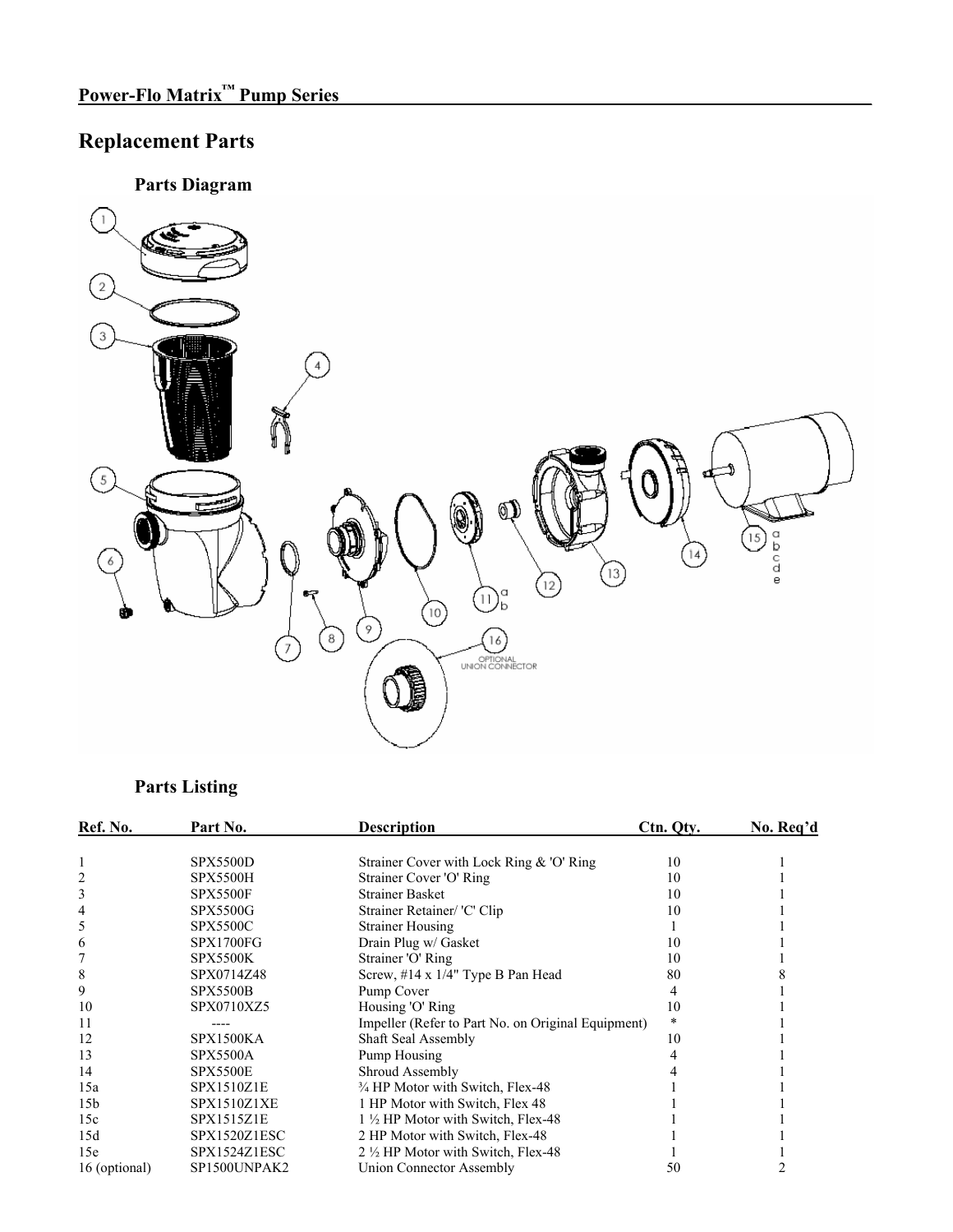## Power-Flo Matrix™ Pump Series

# Replacement Parts

### Parts Diagram

### Parts Listing

| Ref. No. | Part No. | Description | Ctn. Qty. | No. Req'd |
|---|---|---|---|---|
| 1 | SPX5500D | Strainer Cover with Lock Ring & 'O' Ring | 10 | 1 |
| 2 | SPX5500H | Strainer Cover 'O' Ring | 10 | 1 |
| 3 | SPX5500F | Strainer Basket | 10 | 1 |
| 4 | SPX5500G | Strainer Retainer/ 'C' Clip | 10 | 1 |
| 5 | SPX5500C | Strainer Housing | 1 | 1 |
| 6 | SPX1700FG | Drain Plug w/ Gasket | 10 | 1 |
| 7 | SPX5500K | Strainer 'O' Ring | 10 | 1 |
| 8 | SPX0714Z48 | Screw, #14 x 1/4" Type B Pan Head | 80 | 8 |
| 9 | SPX5500B | Pump Cover | 4 | 1 |
| 10 | SPX0710XZ5 | Housing 'O' Ring | 10 | 1 |
| 11 | ---- | Impeller (Refer to Part No. on Original Equipment) | * | 1 |
| 12 | SPX1500KA | Shaft Seal Assembly | 10 | 1 |
| 13 | SPX5500A | Pump Housing | 4 | 1 |
| 14 | SPX5500E | Shroud Assembly | 4 | 1 |
| 15a | SPX1510Z1E | ¾ HP Motor with Switch, Flex-48 | 1 | 1 |
| 15b | SPX1510Z1XE | 1 HP Motor with Switch, Flex 48 | 1 | 1 |
| 15c | SPX1515Z1E | 1 ½ HP Motor with Switch, Flex-48 | 1 | 1 |
| 15d | SPX1520Z1ESC | 2 HP Motor with Switch, Flex-48 | 1 | 1 |
| 15e | SPX1524Z1ESC | 2 ½ HP Motor with Switch, Flex-48 | 1 | 1 |
| 16 (optional) | SP1500UNPAK2 | Union Connector Assembly | 50 | 2 |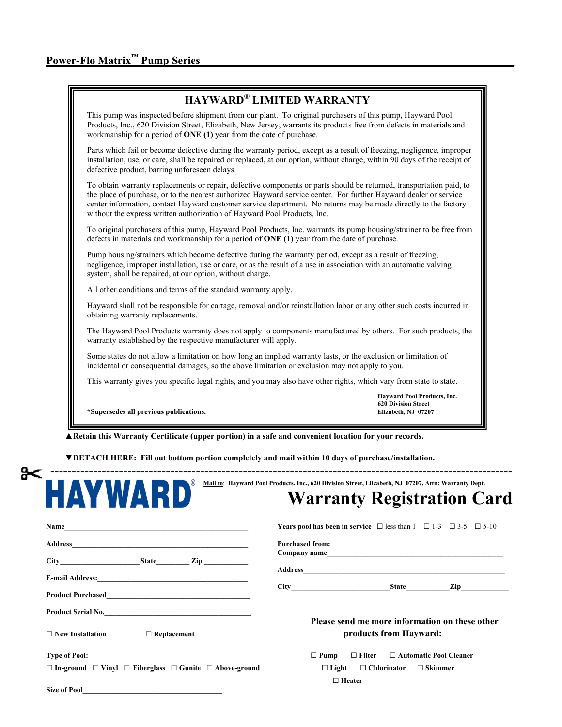## HAYWARD® LIMITED WARRANTY

This pump was inspected before shipment from our plant. To original purchasers of this pump, Hayward Pool Products, Inc., 620 Division Street, Elizabeth, New Jersey, warrants its products free from defects in materials and workmanship for a period of **ONE (1)** year from the date of purchase.

Parts which fail or become defective during the warranty period, except as a result of freezing, negligence, improper installation, use, or care, shall be repaired or replaced, at our option, without charge, within 90 days of the receipt of defective product, barring unforeseen delays.

To obtain warranty replacements or repair, defective components or parts should be returned, transportation paid, to the place of purchase, or to the nearest authorized Hayward service center. For further Hayward dealer or service center information, contact Hayward customer service department. No returns may be made directly to the factory without the express written authorization of Hayward Pool Products, Inc.

To original purchasers of this pump, Hayward Pool Products, Inc. warrants its pump housing/strainer to be free from defects in materials and workmanship for a period of **ONE (1)** year from the date of purchase.

Pump housing/strainers which become defective during the warranty period, except as a result of freezing, negligence, improper installation, use or care, or as the result of a use in association with an automatic valving system, shall be repaired, at our option, without charge.

All other conditions and terms of the standard warranty apply.

Hayward shall not be responsible for cartage, removal and/or reinstallation labor or any other such costs incurred in obtaining warranty replacements.

The Hayward Pool Products warranty does not apply to components manufactured by others. For such products, the warranty established by the respective manufacturer will apply.

Some states do not allow a limitation on how long an implied warranty lasts, or the exclusion or limitation of incidental or consequential damages, so the above limitation or exclusion may not apply to you.

This warranty gives you specific legal rights, and you may also have other rights, which vary from state to state.

**Hayward Pool Products, Inc.**
**620 Division Street**
**Elizabeth, NJ 07207**

***Supersedes all previous publications.**

**▲Retain this Warranty Certificate (upper portion) in a safe and convenient location for your records.**

**▼DETACH HERE: Fill out bottom portion completely and mail within 10 days of purchase/installation.**

---

**HAYWARD®**

**Mail to: Hayward Pool Products, Inc., 620 Division Street, Elizabeth, NJ 07207, Attn: Warranty Dept.**

# Warranty Registration Card

**Name**\_\_\_\_\_\_\_\_\_\_\_\_\_\_\_\_\_\_\_\_\_\_\_\_\_\_\_\_\_\_\_\_\_\_\_\_\_\_\_\_\_\_\_\_

**Address**\_\_\_\_\_\_\_\_\_\_\_\_\_\_\_\_\_\_\_\_\_\_\_\_\_\_\_\_\_\_\_\_\_\_\_\_\_\_\_\_\_\_

**City**\_\_\_\_\_\_\_\_\_\_\_\_\_\_\_\_\_\_ **State**\_\_\_\_\_\_\_\_ **Zip** \_\_\_\_\_\_\_\_\_\_

**E-mail Address:**\_\_\_\_\_\_\_\_\_\_\_\_\_\_\_\_\_\_\_\_\_\_\_\_\_\_\_\_\_\_\_\_\_\_\_\_

**Product Purchased**\_\_\_\_\_\_\_\_\_\_\_\_\_\_\_\_\_\_\_\_\_\_\_\_\_\_\_\_\_\_\_\_\_\_

**Product Serial No.**\_\_\_\_\_\_\_\_\_\_\_\_\_\_\_\_\_\_\_\_\_\_\_\_\_\_\_\_\_\_\_\_\_\_

☐ **New Installation** ☐ **Replacement**

**Type of Pool:**

☐ **In-ground** ☐ **Vinyl** ☐ **Fiberglass** ☐ **Gunite** ☐ **Above-ground**

**Size of Pool**\_\_\_\_\_\_\_\_\_\_\_\_\_\_\_\_\_\_\_\_\_\_\_\_\_\_\_\_\_\_\_\_\_\_

**Years pool has been in service** ☐ less than 1 ☐ 1-3 ☐ 3-5 ☐ 5-10

**Purchased from:**
**Company name**\_\_\_\_\_\_\_\_\_\_\_\_\_\_\_\_\_\_\_\_\_\_\_\_\_\_\_\_\_\_\_\_\_\_\_\_\_\_

**Address**\_\_\_\_\_\_\_\_\_\_\_\_\_\_\_\_\_\_\_\_\_\_\_\_\_\_\_\_\_\_\_\_\_\_\_\_\_\_\_\_\_\_\_\_

**City**\_\_\_\_\_\_\_\_\_\_\_\_\_\_\_\_\_\_\_\_\_\_\_ **State**\_\_\_\_\_\_\_\_\_\_ **Zip**\_\_\_\_\_\_\_\_\_\_\_

**Please send me more information on these other products from Hayward:**

☐ **Pump** ☐ **Filter** ☐ **Automatic Pool Cleaner**

☐ **Light** ☐ **Chlorinator** ☐ **Skimmer**

☐ **Heater**